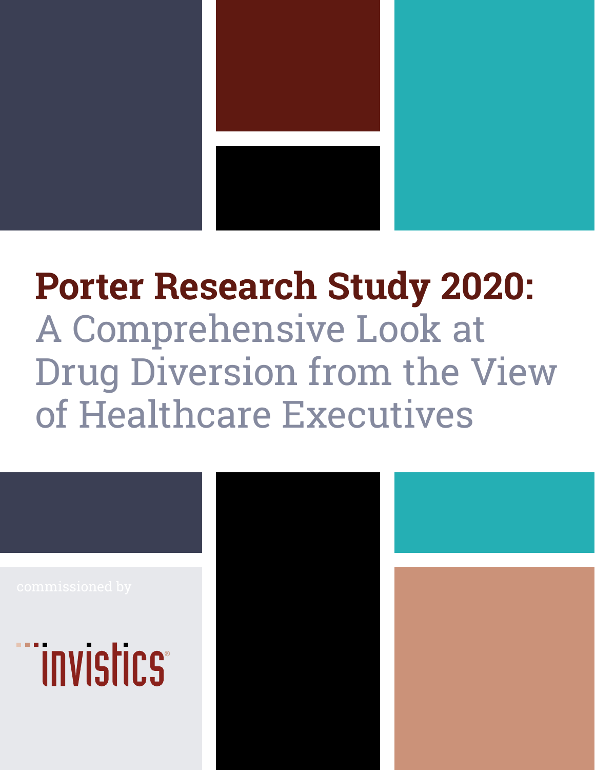# Porter Research Study 2020:

## A Comprehensive Look at Drug Diversion from the View of Healthcare Executives

commissioned by

invistics®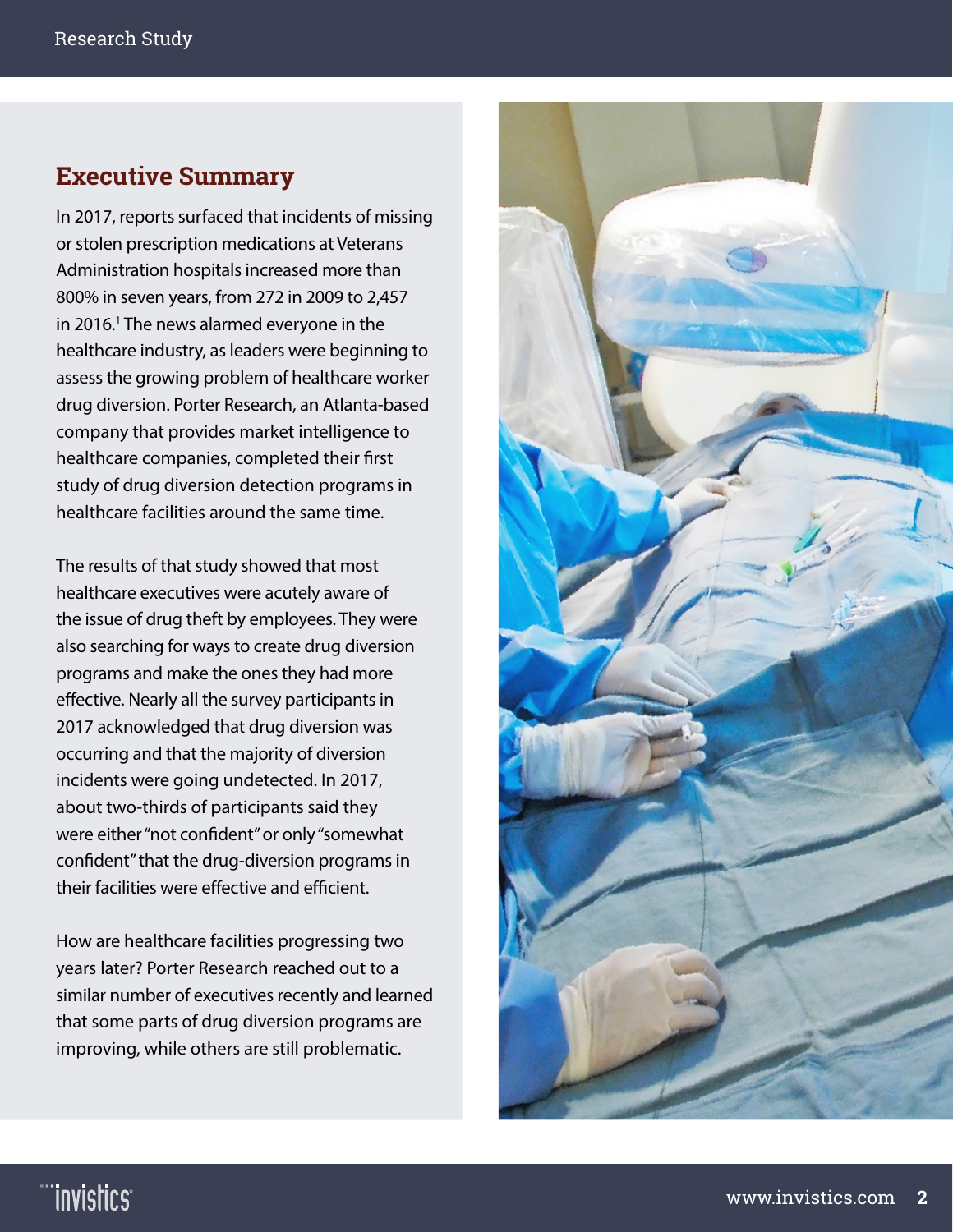## Executive Summary

In 2017, reports surfaced that incidents of missing or stolen prescription medications at Veterans Administration hospitals increased more than 800% in seven years, from 272 in 2009 to 2,457 in 2016.[1] The news alarmed everyone in the healthcare industry, as leaders were beginning to assess the growing problem of healthcare worker drug diversion. Porter Research, an Atlanta-based company that provides market intelligence to healthcare companies, completed their first study of drug diversion detection programs in healthcare facilities around the same time.

The results of that study showed that most healthcare executives were acutely aware of the issue of drug theft by employees. They were also searching for ways to create drug diversion programs and make the ones they had more effective. Nearly all the survey participants in 2017 acknowledged that drug diversion was occurring and that the majority of diversion incidents were going undetected. In 2017, about two-thirds of participants said they were either "not confident" or only "somewhat confident" that the drug-diversion programs in their facilities were effective and efficient.

How are healthcare facilities progressing two years later? Porter Research reached out to a similar number of executives recently and learned that some parts of drug diversion programs are improving, while others are still problematic.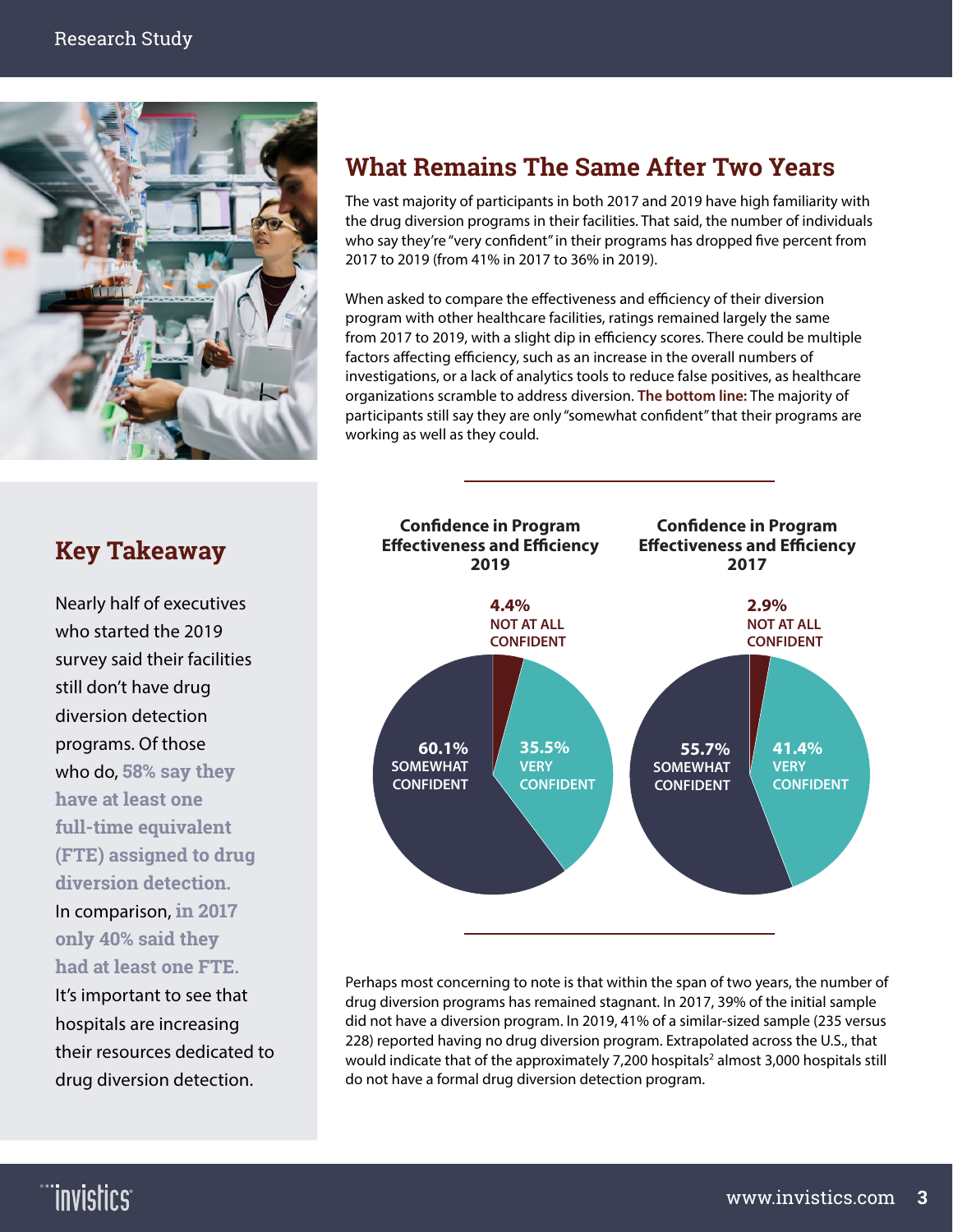## What Remains The Same After Two Years

The vast majority of participants in both 2017 and 2019 have high familiarity with the drug diversion programs in their facilities. That said, the number of individuals who say they're "very confident" in their programs has dropped five percent from 2017 to 2019 (from 41% in 2017 to 36% in 2019).

When asked to compare the effectiveness and efficiency of their diversion program with other healthcare facilities, ratings remained largely the same from 2017 to 2019, with a slight dip in efficiency scores. There could be multiple factors affecting efficiency, such as an increase in the overall numbers of investigations, or a lack of analytics tools to reduce false positives, as healthcare organizations scramble to address diversion. **The bottom line:** The majority of participants still say they are only "somewhat confident" that their programs are working as well as they could.

## Key Takeaway

Nearly half of executives who started the 2019 survey said their facilities still don't have drug diversion detection programs. Of those who do, **58% say they have at least one full-time equivalent (FTE) assigned to drug diversion detection.** In comparison, **in 2017 only 40% said they had at least one FTE.** It's important to see that hospitals are increasing their resources dedicated to drug diversion detection.

**Confidence in Program Effectiveness and Efficiency 2019**

- 4.4% NOT AT ALL CONFIDENT
- 60.1% SOMEWHAT CONFIDENT
- 35.5% VERY CONFIDENT

**Confidence in Program Effectiveness and Efficiency 2017**

- 2.9% NOT AT ALL CONFIDENT
- 55.7% SOMEWHAT CONFIDENT
- 41.4% VERY CONFIDENT

Perhaps most concerning to note is that within the span of two years, the number of drug diversion programs has remained stagnant. In 2017, 39% of the initial sample did not have a diversion program. In 2019, 41% of a similar-sized sample (235 versus 228) reported having no drug diversion program. Extrapolated across the U.S., that would indicate that of the approximately 7,200 hospitals[2] almost 3,000 hospitals still do not have a formal drug diversion detection program.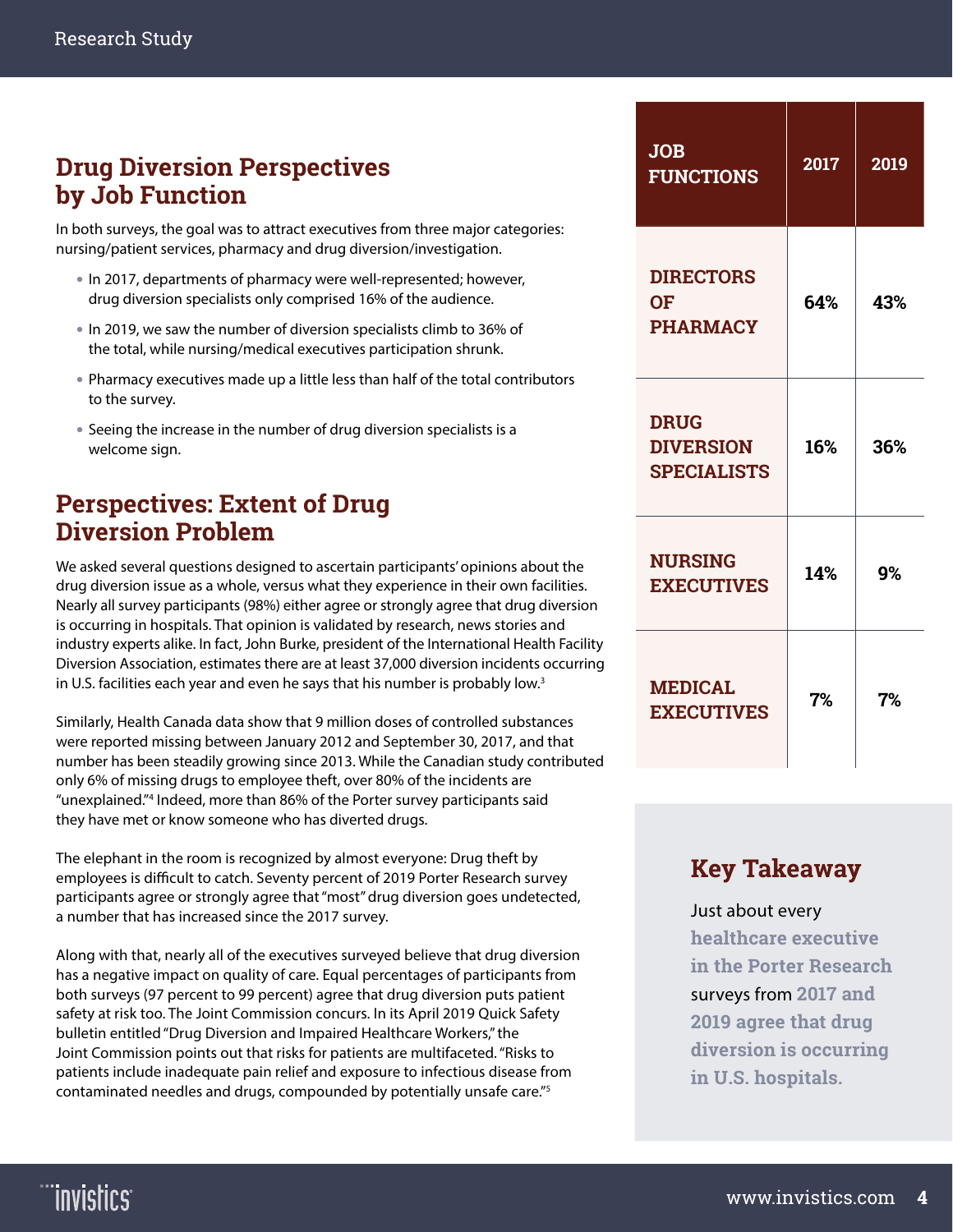## Drug Diversion Perspectives by Job Function

In both surveys, the goal was to attract executives from three major categories: nursing/patient services, pharmacy and drug diversion/investigation.

- In 2017, departments of pharmacy were well-represented; however, drug diversion specialists only comprised 16% of the audience.
- In 2019, we saw the number of diversion specialists climb to 36% of the total, while nursing/medical executives participation shrunk.
- Pharmacy executives made up a little less than half of the total contributors to the survey.
- Seeing the increase in the number of drug diversion specialists is a welcome sign.

| JOB FUNCTIONS | 2017 | 2019 |
|---|---|---|
| DIRECTORS OF PHARMACY | 64% | 43% |
| DRUG DIVERSION SPECIALISTS | 16% | 36% |
| NURSING EXECUTIVES | 14% | 9% |
| MEDICAL EXECUTIVES | 7% | 7% |

## Perspectives: Extent of Drug Diversion Problem

We asked several questions designed to ascertain participants' opinions about the drug diversion issue as a whole, versus what they experience in their own facilities. Nearly all survey participants (98%) either agree or strongly agree that drug diversion is occurring in hospitals. That opinion is validated by research, news stories and industry experts alike. In fact, John Burke, president of the International Health Facility Diversion Association, estimates there are at least 37,000 diversion incidents occurring in U.S. facilities each year and even he says that his number is probably low.[3]

Similarly, Health Canada data show that 9 million doses of controlled substances were reported missing between January 2012 and September 30, 2017, and that number has been steadily growing since 2013. While the Canadian study contributed only 6% of missing drugs to employee theft, over 80% of the incidents are "unexplained."[4] Indeed, more than 86% of the Porter survey participants said they have met or know someone who has diverted drugs.

The elephant in the room is recognized by almost everyone: Drug theft by employees is difficult to catch. Seventy percent of 2019 Porter Research survey participants agree or strongly agree that "most" drug diversion goes undetected, a number that has increased since the 2017 survey.

Along with that, nearly all of the executives surveyed believe that drug diversion has a negative impact on quality of care. Equal percentages of participants from both surveys (97 percent to 99 percent) agree that drug diversion puts patient safety at risk too. The Joint Commission concurs. In its April 2019 Quick Safety bulletin entitled "Drug Diversion and Impaired Healthcare Workers," the Joint Commission points out that risks for patients are multifaceted. "Risks to patients include inadequate pain relief and exposure to infectious disease from contaminated needles and drugs, compounded by potentially unsafe care."[5]

### Key Takeaway

Just about every **healthcare executive in the Porter Research** surveys from **2017 and 2019 agree that drug diversion is occurring in U.S. hospitals.**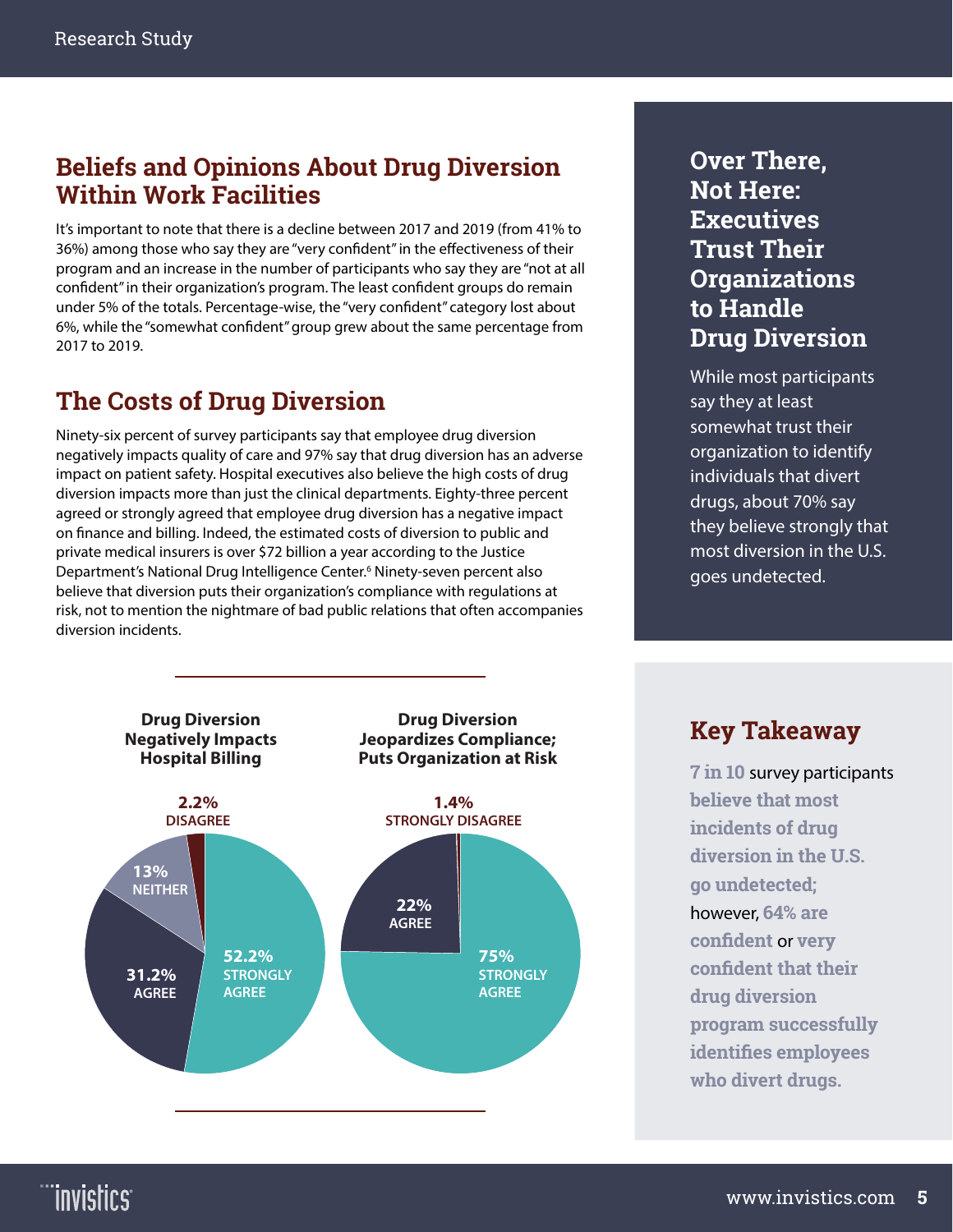## Beliefs and Opinions About Drug Diversion Within Work Facilities

It's important to note that there is a decline between 2017 and 2019 (from 41% to 36%) among those who say they are "very confident" in the effectiveness of their program and an increase in the number of participants who say they are "not at all confident" in their organization's program. The least confident groups do remain under 5% of the totals. Percentage-wise, the "very confident" category lost about 6%, while the "somewhat confident" group grew about the same percentage from 2017 to 2019.

## The Costs of Drug Diversion

Ninety-six percent of survey participants say that employee drug diversion negatively impacts quality of care and 97% say that drug diversion has an adverse impact on patient safety. Hospital executives also believe the high costs of drug diversion impacts more than just the clinical departments. Eighty-three percent agreed or strongly agreed that employee drug diversion has a negative impact on finance and billing. Indeed, the estimated costs of diversion to public and private medical insurers is over $72 billion a year according to the Justice Department's National Drug Intelligence Center.[6] Ninety-seven percent also believe that diversion puts their organization's compliance with regulations at risk, not to mention the nightmare of bad public relations that often accompanies diversion incidents.

**Drug Diversion Negatively Impacts Hospital Billing**

| Response | Percentage |
|---|---|
| Strongly Agree | 52.2% |
| Agree | 31.2% |
| Neither | 13% |
| Disagree | 2.2% |

**Drug Diversion Jeopardizes Compliance; Puts Organization at Risk**

| Response | Percentage |
|---|---|
| Strongly Agree | 75% |
| Agree | 22% |
| Strongly Disagree | 1.4% |

## Over There, Not Here: Executives Trust Their Organizations to Handle Drug Diversion

While most participants say they at least somewhat trust their organization to identify individuals that divert drugs, about 70% say they believe strongly that most diversion in the U.S. goes undetected.

## Key Takeaway

**7 in 10** survey participants **believe that most incidents of drug diversion in the U.S. go undetected;** however, **64% are confident** or **very confident that their drug diversion program successfully identifies employees who divert drugs.**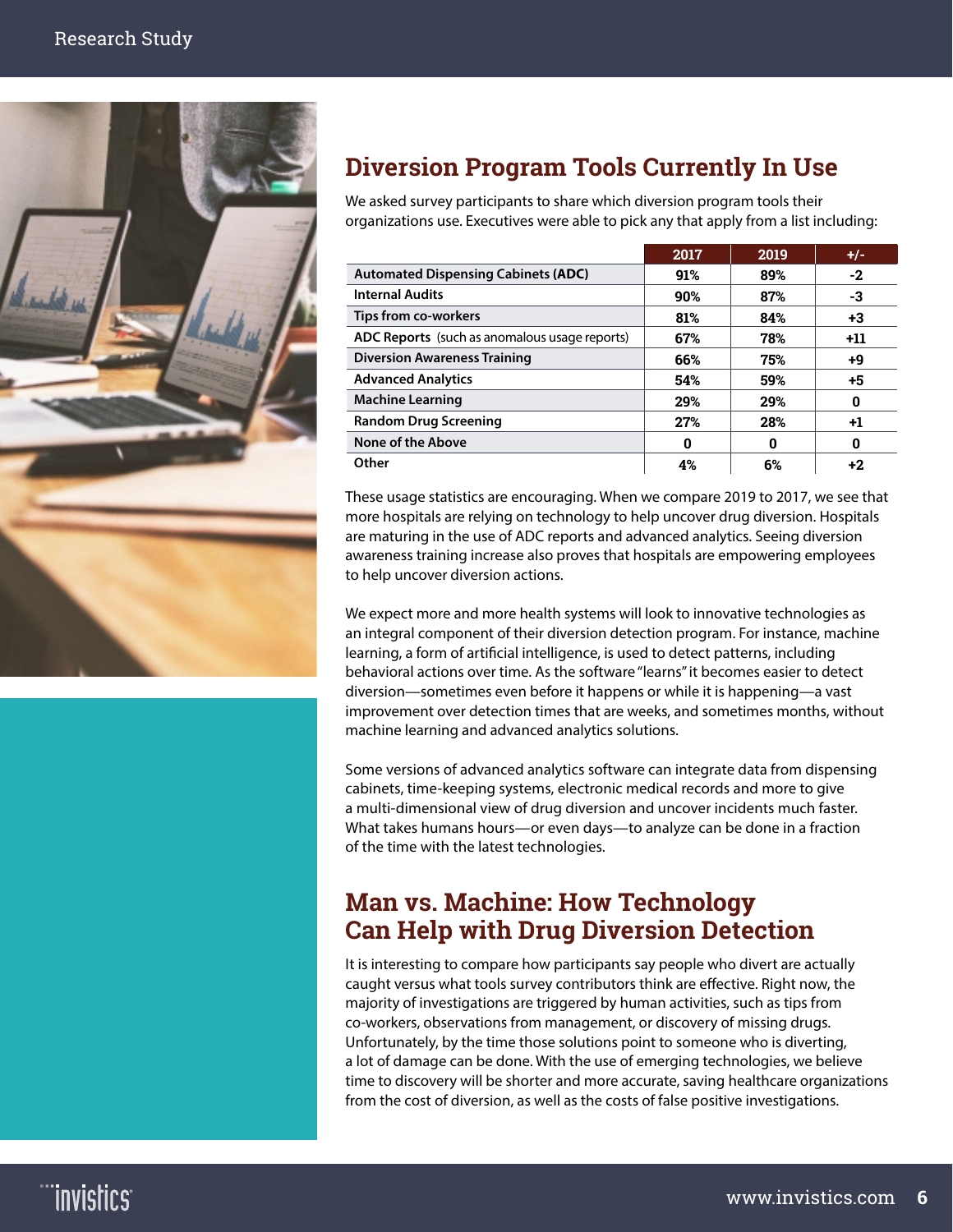## Diversion Program Tools Currently In Use

We asked survey participants to share which diversion program tools their organizations use. Executives were able to pick any that apply from a list including:

| | 2017 | 2019 | +/- |
|---|---|---|---|
| **Automated Dispensing Cabinets (ADC)** | 91% | 89% | -2 |
| **Internal Audits** | 90% | 87% | -3 |
| **Tips from co-workers** | 81% | 84% | +3 |
| **ADC Reports** (such as anomalous usage reports) | 67% | 78% | +11 |
| **Diversion Awareness Training** | 66% | 75% | +9 |
| **Advanced Analytics** | 54% | 59% | +5 |
| **Machine Learning** | 29% | 29% | 0 |
| **Random Drug Screening** | 27% | 28% | +1 |
| **None of the Above** | 0 | 0 | 0 |
| **Other** | 4% | 6% | +2 |

These usage statistics are encouraging. When we compare 2019 to 2017, we see that more hospitals are relying on technology to help uncover drug diversion. Hospitals are maturing in the use of ADC reports and advanced analytics. Seeing diversion awareness training increase also proves that hospitals are empowering employees to help uncover diversion actions.

We expect more and more health systems will look to innovative technologies as an integral component of their diversion detection program. For instance, machine learning, a form of artificial intelligence, is used to detect patterns, including behavioral actions over time. As the software "learns" it becomes easier to detect diversion—sometimes even before it happens or while it is happening—a vast improvement over detection times that are weeks, and sometimes months, without machine learning and advanced analytics solutions.

Some versions of advanced analytics software can integrate data from dispensing cabinets, time-keeping systems, electronic medical records and more to give a multi-dimensional view of drug diversion and uncover incidents much faster. What takes humans hours—or even days—to analyze can be done in a fraction of the time with the latest technologies.

## Man vs. Machine: How Technology Can Help with Drug Diversion Detection

It is interesting to compare how participants say people who divert are actually caught versus what tools survey contributors think are effective. Right now, the majority of investigations are triggered by human activities, such as tips from co-workers, observations from management, or discovery of missing drugs. Unfortunately, by the time those solutions point to someone who is diverting, a lot of damage can be done. With the use of emerging technologies, we believe time to discovery will be shorter and more accurate, saving healthcare organizations from the cost of diversion, as well as the costs of false positive investigations.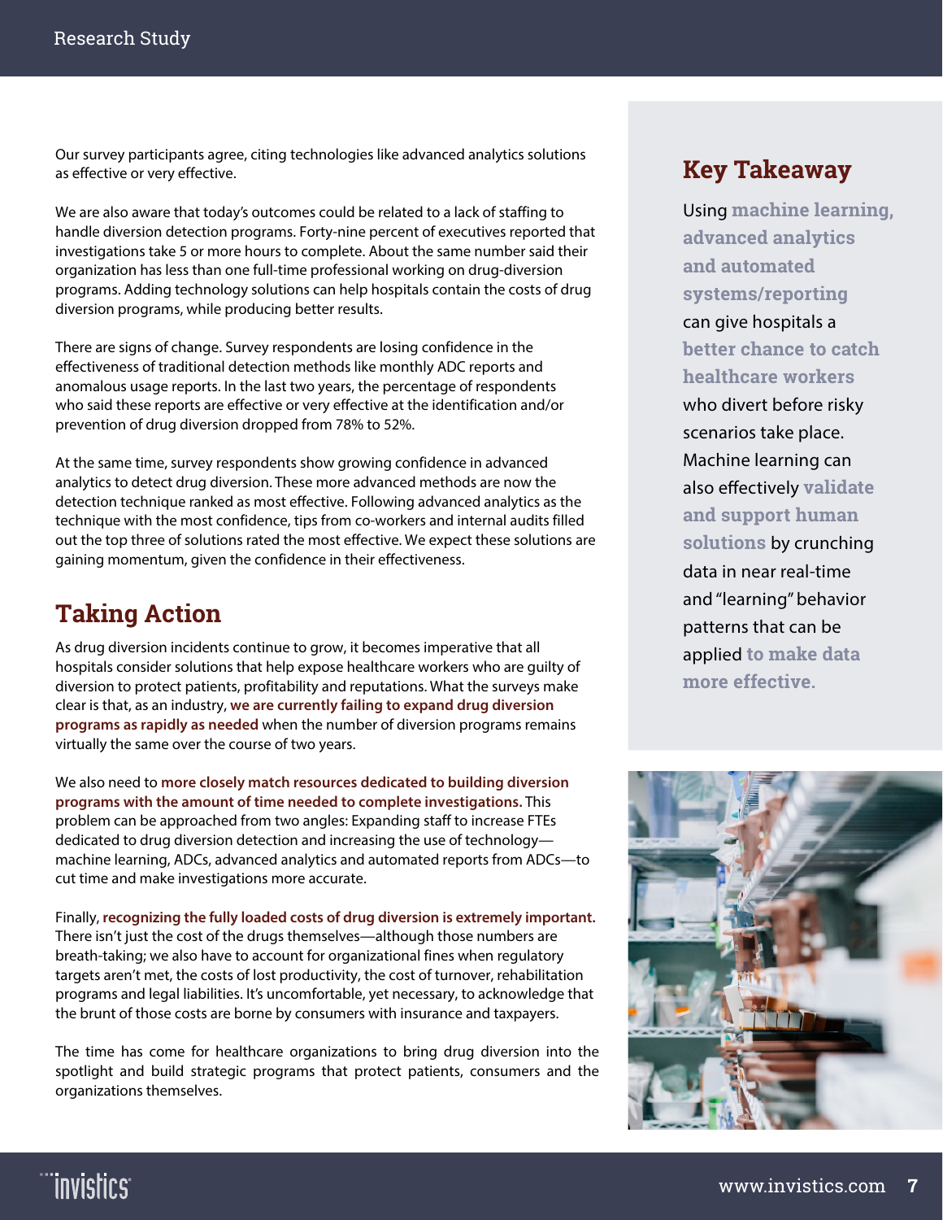Our survey participants agree, citing technologies like advanced analytics solutions as effective or very effective.

We are also aware that today's outcomes could be related to a lack of staffing to handle diversion detection programs. Forty-nine percent of executives reported that investigations take 5 or more hours to complete. About the same number said their organization has less than one full-time professional working on drug-diversion programs. Adding technology solutions can help hospitals contain the costs of drug diversion programs, while producing better results.

There are signs of change. Survey respondents are losing confidence in the effectiveness of traditional detection methods like monthly ADC reports and anomalous usage reports. In the last two years, the percentage of respondents who said these reports are effective or very effective at the identification and/or prevention of drug diversion dropped from 78% to 52%.

At the same time, survey respondents show growing confidence in advanced analytics to detect drug diversion. These more advanced methods are now the detection technique ranked as most effective. Following advanced analytics as the technique with the most confidence, tips from co-workers and internal audits filled out the top three of solutions rated the most effective. We expect these solutions are gaining momentum, given the confidence in their effectiveness.

## Taking Action

As drug diversion incidents continue to grow, it becomes imperative that all hospitals consider solutions that help expose healthcare workers who are guilty of diversion to protect patients, profitability and reputations. What the surveys make clear is that, as an industry, **we are currently failing to expand drug diversion programs as rapidly as needed** when the number of diversion programs remains virtually the same over the course of two years.

We also need to **more closely match resources dedicated to building diversion programs with the amount of time needed to complete investigations.** This problem can be approached from two angles: Expanding staff to increase FTEs dedicated to drug diversion detection and increasing the use of technology—machine learning, ADCs, advanced analytics and automated reports from ADCs—to cut time and make investigations more accurate.

Finally, **recognizing the fully loaded costs of drug diversion is extremely important.** There isn't just the cost of the drugs themselves—although those numbers are breath-taking; we also have to account for organizational fines when regulatory targets aren't met, the costs of lost productivity, the cost of turnover, rehabilitation programs and legal liabilities. It's uncomfortable, yet necessary, to acknowledge that the brunt of those costs are borne by consumers with insurance and taxpayers.

The time has come for healthcare organizations to bring drug diversion into the spotlight and build strategic programs that protect patients, consumers and the organizations themselves.

## Key Takeaway

Using **machine learning, advanced analytics and automated systems/reporting** can give hospitals a **better chance to catch healthcare workers** who divert before risky scenarios take place. Machine learning can also effectively **validate and support human solutions** by crunching data in near real-time and "learning" behavior patterns that can be applied **to make data more effective.**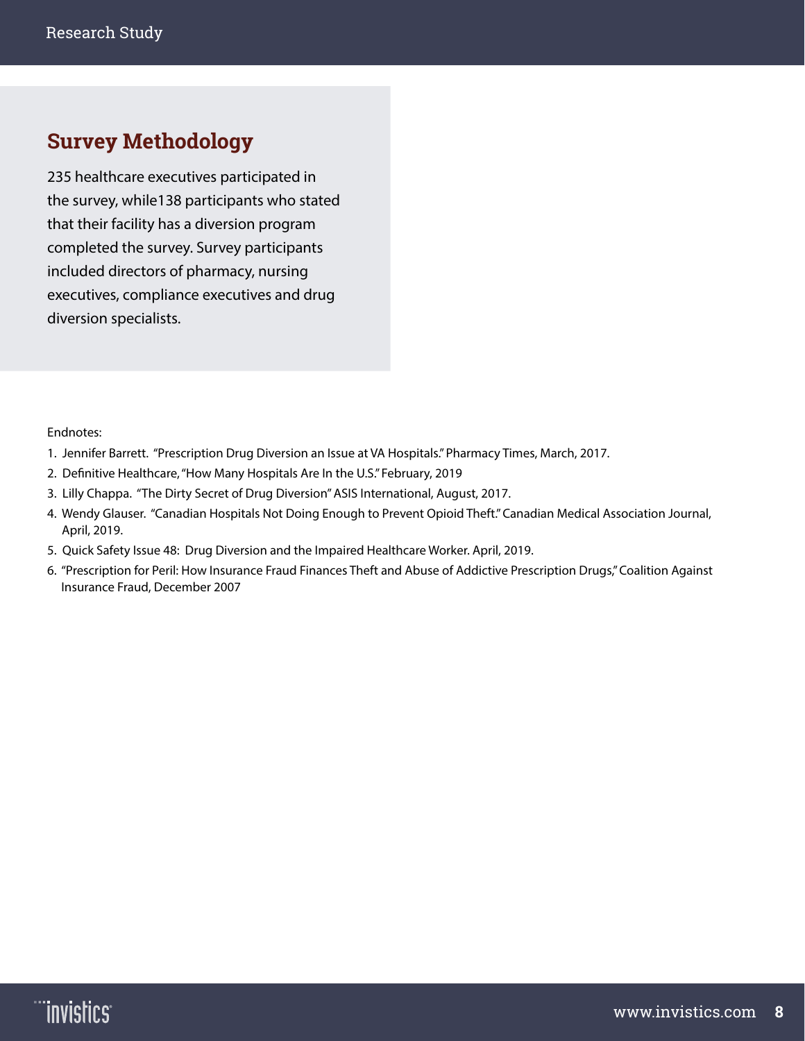## Survey Methodology

235 healthcare executives participated in the survey, while138 participants who stated that their facility has a diversion program completed the survey. Survey participants included directors of pharmacy, nursing executives, compliance executives and drug diversion specialists.

Endnotes:

1. Jennifer Barrett. "Prescription Drug Diversion an Issue at VA Hospitals." Pharmacy Times, March, 2017.
2. Definitive Healthcare, "How Many Hospitals Are In the U.S." February, 2019
3. Lilly Chappa. "The Dirty Secret of Drug Diversion" ASIS International, August, 2017.
4. Wendy Glauser. "Canadian Hospitals Not Doing Enough to Prevent Opioid Theft." Canadian Medical Association Journal, April, 2019.
5. Quick Safety Issue 48: Drug Diversion and the Impaired Healthcare Worker. April, 2019.
6. "Prescription for Peril: How Insurance Fraud Finances Theft and Abuse of Addictive Prescription Drugs," Coalition Against Insurance Fraud, December 2007